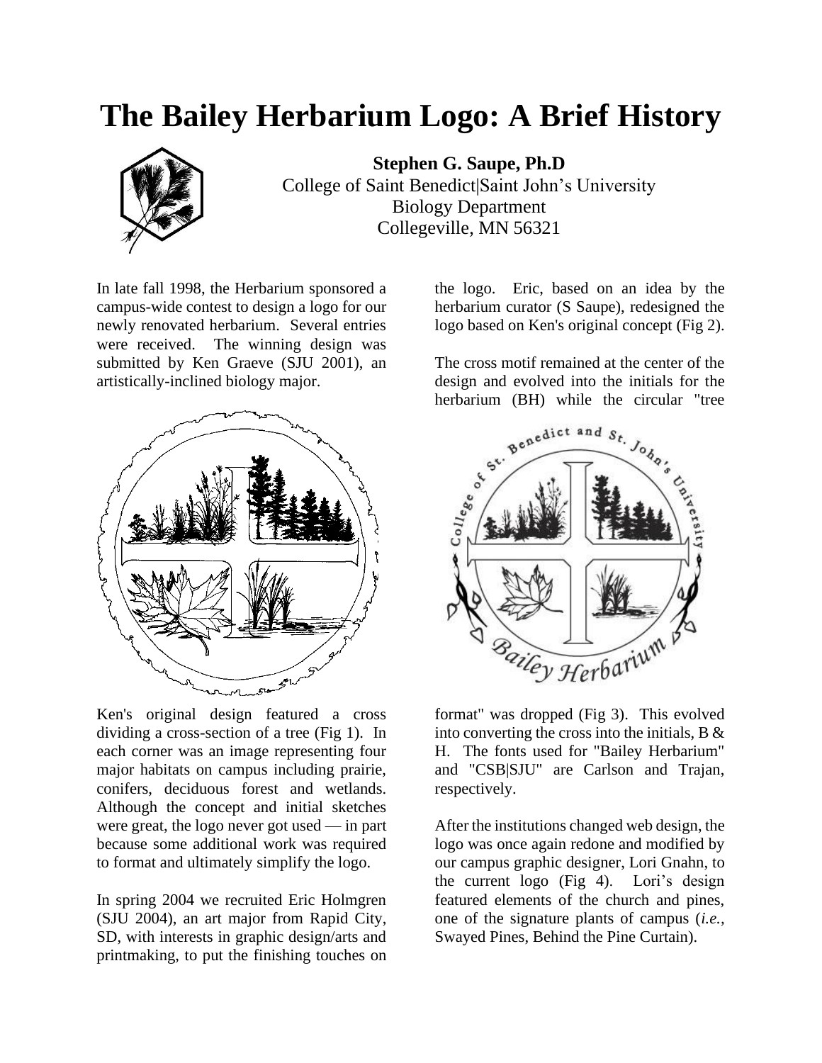# The Bailey Herbarium Logo: A Brief History

**Stephen G. Saupe, Ph.D**
College of Saint Benedict|Saint John's University
Biology Department
Collegeville, MN 56321

In late fall 1998, the Herbarium sponsored a campus-wide contest to design a logo for our newly renovated herbarium. Several entries were received. The winning design was submitted by Ken Graeve (SJU 2001), an artistically-inclined biology major.

Ken's original design featured a cross dividing a cross-section of a tree (Fig 1). In each corner was an image representing four major habitats on campus including prairie, conifers, deciduous forest and wetlands. Although the concept and initial sketches were great, the logo never got used — in part because some additional work was required to format and ultimately simplify the logo.

In spring 2004 we recruited Eric Holmgren (SJU 2004), an art major from Rapid City, SD, with interests in graphic design/arts and printmaking, to put the finishing touches on the logo. Eric, based on an idea by the herbarium curator (S Saupe), redesigned the logo based on Ken's original concept (Fig 2).

The cross motif remained at the center of the design and evolved into the initials for the herbarium (BH) while the circular "tree format" was dropped (Fig 3). This evolved into converting the cross into the initials, B & H. The fonts used for "Bailey Herbarium" and "CSB|SJU" are Carlson and Trajan, respectively.

After the institutions changed web design, the logo was once again redone and modified by our campus graphic designer, Lori Gnahn, to the current logo (Fig 4). Lori's design featured elements of the church and pines, one of the signature plants of campus (*i.e.*, Swayed Pines, Behind the Pine Curtain).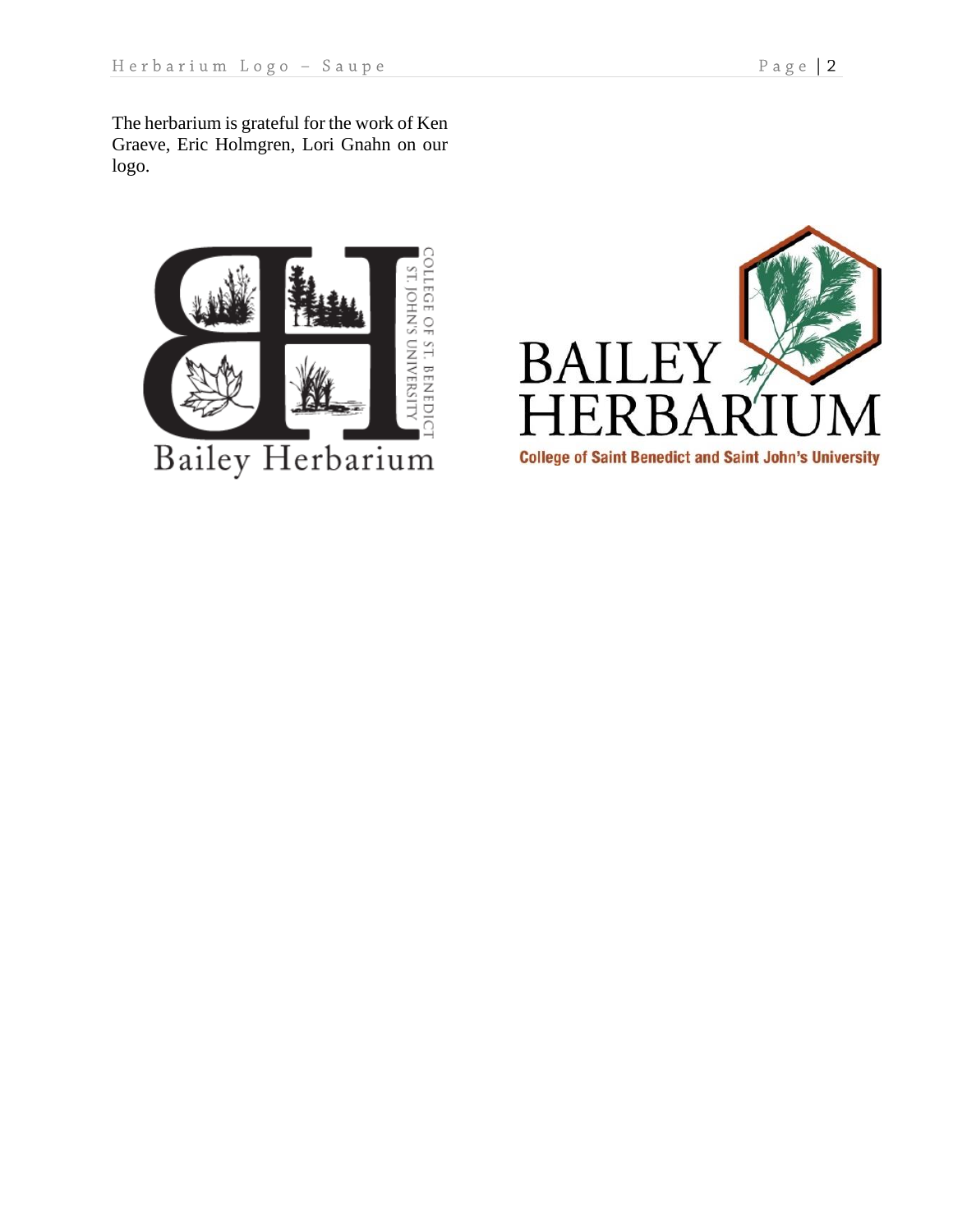The herbarium is grateful for the work of Ken Graeve, Eric Holmgren, Lori Gnahn on our logo.

COLLEGE OF ST. BENEDICT
ST. JOHN'S UNIVERSITY

Bailey Herbarium

BAILEY
HERBARIUM

College of Saint Benedict and Saint John's University